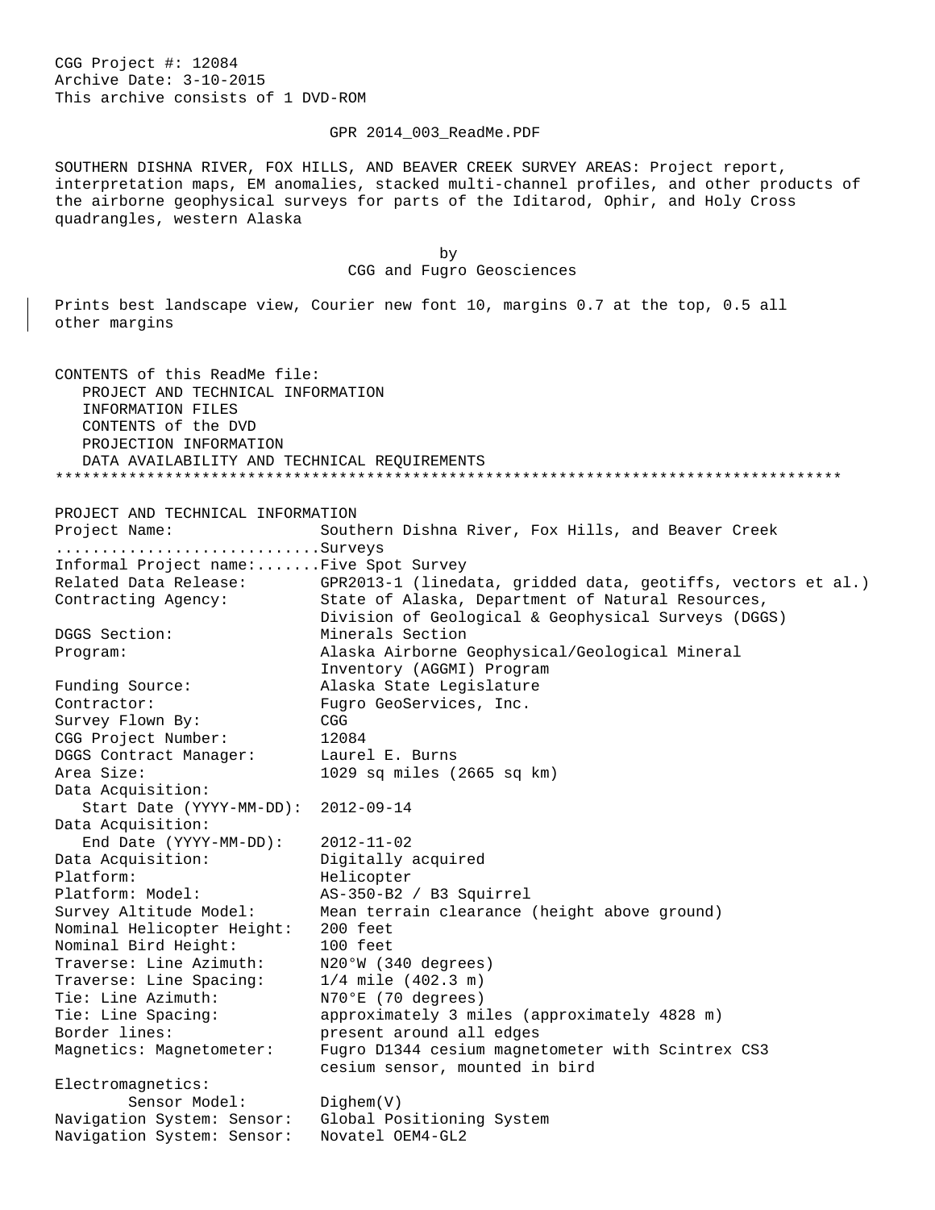CGG Project #: 12084
Archive Date: 3-10-2015
This archive consists of 1 DVD-ROM

GPR 2014_003_ReadMe.PDF

SOUTHERN DISHNA RIVER, FOX HILLS, AND BEAVER CREEK SURVEY AREAS: Project report, interpretation maps, EM anomalies, stacked multi-channel profiles, and other products of the airborne geophysical surveys for parts of the Iditarod, Ophir, and Holy Cross quadrangles, western Alaska

by
CGG and Fugro Geosciences

Prints best landscape view, Courier new font 10, margins 0.7 at the top, 0.5 all other margins

CONTENTS of this ReadMe file:
- PROJECT AND TECHNICAL INFORMATION
- INFORMATION FILES
- CONTENTS of the DVD
- PROJECTION INFORMATION
- DATA AVAILABILITY AND TECHNICAL REQUIREMENTS

************************************************************************************

PROJECT AND TECHNICAL INFORMATION

```
Project Name:               Southern Dishna River, Fox Hills, and Beaver Creek
............................Surveys
Informal Project name:......Five Spot Survey
Related Data Release:       GPR2013-1 (linedata, gridded data, geotiffs, vectors et al.)
Contracting Agency:         State of Alaska, Department of Natural Resources,
                            Division of Geological & Geophysical Surveys (DGGS)
DGGS Section:               Minerals Section
Program:                    Alaska Airborne Geophysical/Geological Mineral
                            Inventory (AGGMI) Program
Funding Source:             Alaska State Legislature
Contractor:                 Fugro GeoServices, Inc.
Survey Flown By:            CGG
CGG Project Number:         12084
DGGS Contract Manager:      Laurel E. Burns
Area Size:                  1029 sq miles (2665 sq km)
Data Acquisition:
   Start Date (YYYY-MM-DD): 2012-09-14
Data Acquisition:
   End Date (YYYY-MM-DD):   2012-11-02
Data Acquisition:           Digitally acquired
Platform:                   Helicopter
Platform: Model:            AS-350-B2 / B3 Squirrel
Survey Altitude Model:      Mean terrain clearance (height above ground)
Nominal Helicopter Height:  200 feet
Nominal Bird Height:        100 feet
Traverse: Line Azimuth:     N20°W (340 degrees)
Traverse: Line Spacing:     1/4 mile (402.3 m)
Tie: Line Azimuth:          N70°E (70 degrees)
Tie: Line Spacing:          approximately 3 miles (approximately 4828 m)
Border lines:               present around all edges
Magnetics: Magnetometer:    Fugro D1344 cesium magnetometer with Scintrex CS3
                            cesium sensor, mounted in bird
Electromagnetics:
        Sensor Model:       Dighem(V)
Navigation System: Sensor:  Global Positioning System
Navigation System: Sensor:  Novatel OEM4-GL2
```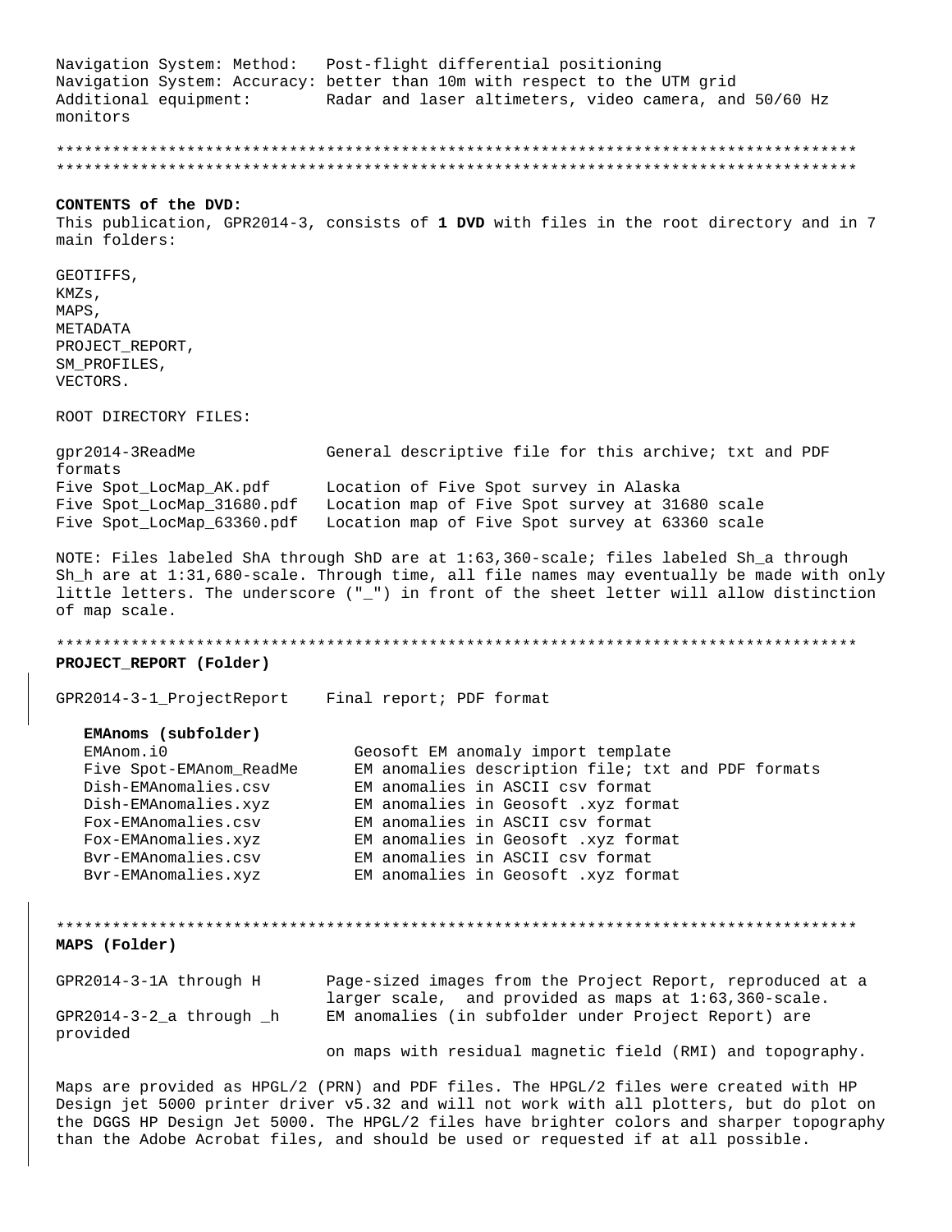Navigation System: Method: Post-flight differential positioning
Navigation System: Accuracy: better than 10m with respect to the UTM grid
Additional equipment: Radar and laser altimeters, video camera, and 50/60 Hz monitors

************************************************************************************
************************************************************************************

**CONTENTS of the DVD:**
This publication, GPR2014-3, consists of **1 DVD** with files in the root directory and in 7 main folders:

GEOTIFFS,
KMZs,
MAPS,
METADATA
PROJECT_REPORT,
SM_PROFILES,
VECTORS.

ROOT DIRECTORY FILES:

| | |
|---|---|
| gpr2014-3ReadMe | General descriptive file for this archive; txt and PDF formats |
| Five Spot_LocMap_AK.pdf | Location of Five Spot survey in Alaska |
| Five Spot_LocMap_31680.pdf | Location map of Five Spot survey at 31680 scale |
| Five Spot_LocMap_63360.pdf | Location map of Five Spot survey at 63360 scale |

NOTE: Files labeled ShA through ShD are at 1:63,360-scale; files labeled Sh_a through Sh_h are at 1:31,680-scale. Through time, all file names may eventually be made with only little letters. The underscore ("_") in front of the sheet letter will allow distinction of map scale.

************************************************************************************

**PROJECT_REPORT (Folder)**

GPR2014-3-1_ProjectReport    Final report; PDF format

**EMAnoms (subfolder)**

| | |
|---|---|
| EMAnom.i0 | Geosoft EM anomaly import template |
| Five Spot-EMAnom_ReadMe | EM anomalies description file; txt and PDF formats |
| Dish-EMAnomalies.csv | EM anomalies in ASCII csv format |
| Dish-EMAnomalies.xyz | EM anomalies in Geosoft .xyz format |
| Fox-EMAnomalies.csv | EM anomalies in ASCII csv format |
| Fox-EMAnomalies.xyz | EM anomalies in Geosoft .xyz format |
| Bvr-EMAnomalies.csv | EM anomalies in ASCII csv format |
| Bvr-EMAnomalies.xyz | EM anomalies in Geosoft .xyz format |

************************************************************************************

**MAPS (Folder)**

| | |
|---|---|
| GPR2014-3-1A through H | Page-sized images from the Project Report, reproduced at a larger scale, and provided as maps at 1:63,360-scale. |
| GPR2014-3-2_a through _h provided | EM anomalies (in subfolder under Project Report) are on maps with residual magnetic field (RMI) and topography. |

Maps are provided as HPGL/2 (PRN) and PDF files. The HPGL/2 files were created with HP Design jet 5000 printer driver v5.32 and will not work with all plotters, but do plot on the DGGS HP Design Jet 5000. The HPGL/2 files have brighter colors and sharper topography than the Adobe Acrobat files, and should be used or requested if at all possible.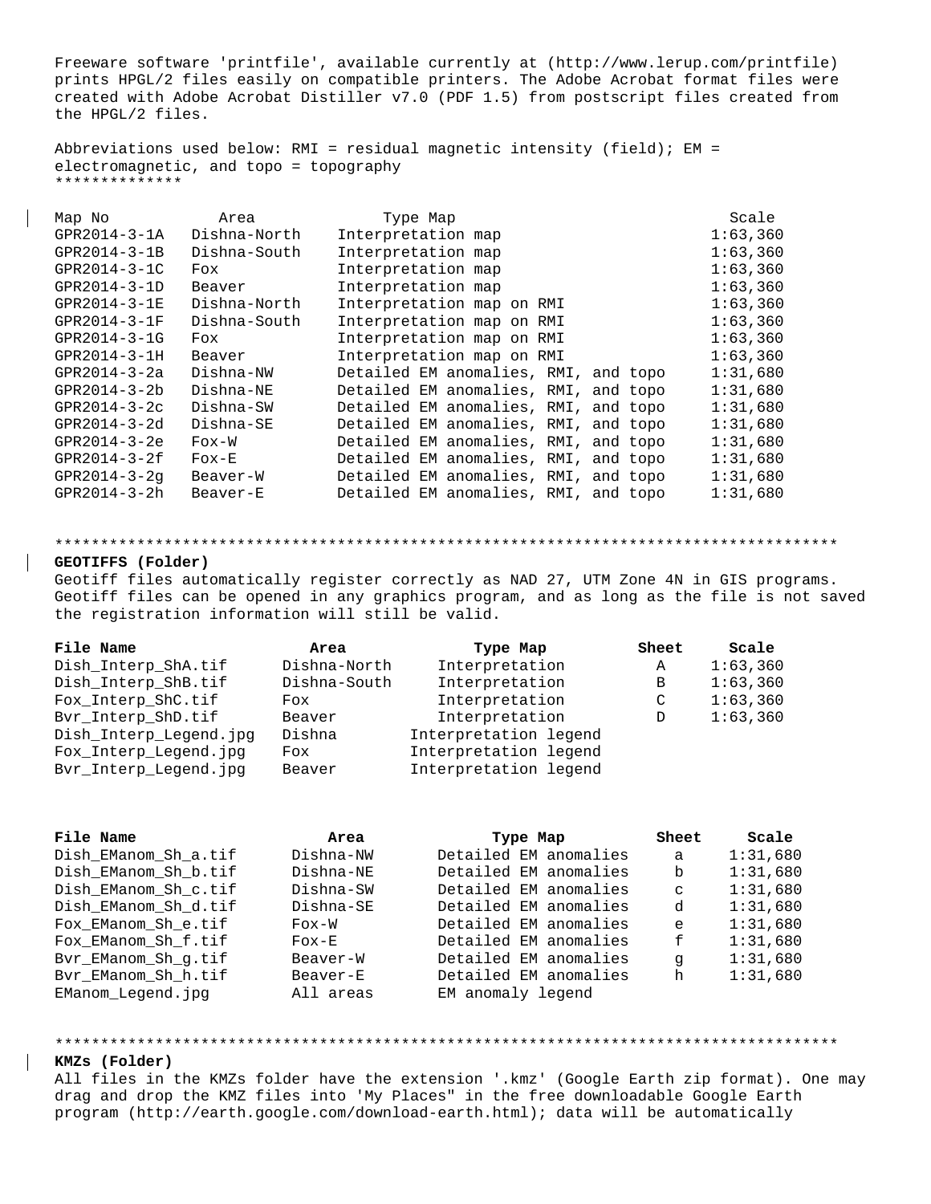Freeware software 'printfile', available currently at (http://www.lerup.com/printfile) prints HPGL/2 files easily on compatible printers. The Adobe Acrobat format files were created with Adobe Acrobat Distiller v7.0 (PDF 1.5) from postscript files created from the HPGL/2 files.

Abbreviations used below: RMI = residual magnetic intensity (field); EM = electromagnetic, and topo = topography
**************

| Map No | Area | Type Map | Scale |
|---|---|---|---|
| GPR2014-3-1A | Dishna-North | Interpretation map | 1:63,360 |
| GPR2014-3-1B | Dishna-South | Interpretation map | 1:63,360 |
| GPR2014-3-1C | Fox | Interpretation map | 1:63,360 |
| GPR2014-3-1D | Beaver | Interpretation map | 1:63,360 |
| GPR2014-3-1E | Dishna-North | Interpretation map on RMI | 1:63,360 |
| GPR2014-3-1F | Dishna-South | Interpretation map on RMI | 1:63,360 |
| GPR2014-3-1G | Fox | Interpretation map on RMI | 1:63,360 |
| GPR2014-3-1H | Beaver | Interpretation map on RMI | 1:63,360 |
| GPR2014-3-2a | Dishna-NW | Detailed EM anomalies, RMI, and topo | 1:31,680 |
| GPR2014-3-2b | Dishna-NE | Detailed EM anomalies, RMI, and topo | 1:31,680 |
| GPR2014-3-2c | Dishna-SW | Detailed EM anomalies, RMI, and topo | 1:31,680 |
| GPR2014-3-2d | Dishna-SE | Detailed EM anomalies, RMI, and topo | 1:31,680 |
| GPR2014-3-2e | Fox-W | Detailed EM anomalies, RMI, and topo | 1:31,680 |
| GPR2014-3-2f | Fox-E | Detailed EM anomalies, RMI, and topo | 1:31,680 |
| GPR2014-3-2g | Beaver-W | Detailed EM anomalies, RMI, and topo | 1:31,680 |
| GPR2014-3-2h | Beaver-E | Detailed EM anomalies, RMI, and topo | 1:31,680 |

************************************************************************************

**GEOTIFFS (Folder)**

Geotiff files automatically register correctly as NAD 27, UTM Zone 4N in GIS programs. Geotiff files can be opened in any graphics program, and as long as the file is not saved the registration information will still be valid.

| **File Name** | **Area** | **Type Map** | **Sheet** | **Scale** |
|---|---|---|---|---|
| Dish_Interp_ShA.tif | Dishna-North | Interpretation | A | 1:63,360 |
| Dish_Interp_ShB.tif | Dishna-South | Interpretation | B | 1:63,360 |
| Fox_Interp_ShC.tif | Fox | Interpretation | C | 1:63,360 |
| Bvr_Interp_ShD.tif | Beaver | Interpretation | D | 1:63,360 |
| Dish_Interp_Legend.jpg | Dishna | Interpretation legend | | |
| Fox_Interp_Legend.jpg | Fox | Interpretation legend | | |
| Bvr_Interp_Legend.jpg | Beaver | Interpretation legend | | |

| **File Name** | **Area** | **Type Map** | **Sheet** | **Scale** |
|---|---|---|---|---|
| Dish_EManom_Sh_a.tif | Dishna-NW | Detailed EM anomalies | a | 1:31,680 |
| Dish_EManom_Sh_b.tif | Dishna-NE | Detailed EM anomalies | b | 1:31,680 |
| Dish_EManom_Sh_c.tif | Dishna-SW | Detailed EM anomalies | c | 1:31,680 |
| Dish_EManom_Sh_d.tif | Dishna-SE | Detailed EM anomalies | d | 1:31,680 |
| Fox_EManom_Sh_e.tif | Fox-W | Detailed EM anomalies | e | 1:31,680 |
| Fox_EManom_Sh_f.tif | Fox-E | Detailed EM anomalies | f | 1:31,680 |
| Bvr_EManom_Sh_g.tif | Beaver-W | Detailed EM anomalies | g | 1:31,680 |
| Bvr_EManom_Sh_h.tif | Beaver-E | Detailed EM anomalies | h | 1:31,680 |
| EManom_Legend.jpg | All areas | EM anomaly legend | | |

************************************************************************************

**KMZs (Folder)**

All files in the KMZs folder have the extension '.kmz' (Google Earth zip format). One may drag and drop the KMZ files into 'My Places" in the free downloadable Google Earth program (http://earth.google.com/download-earth.html); data will be automatically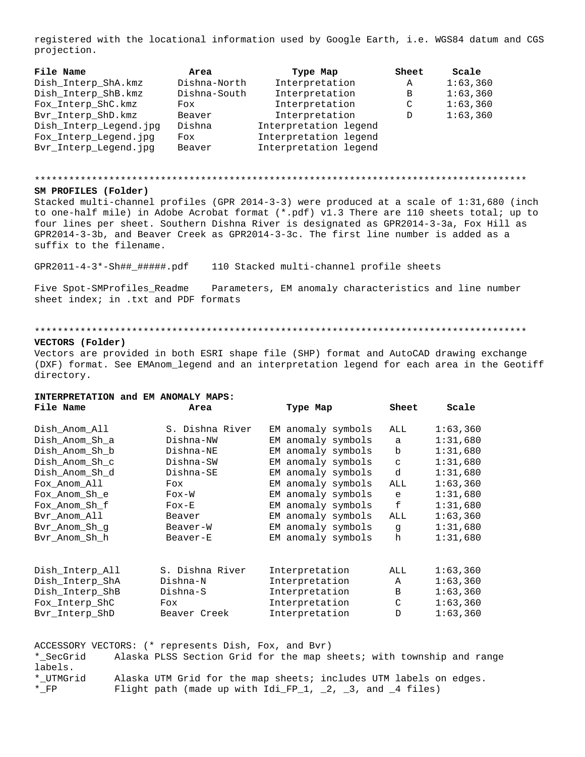registered with the locational information used by Google Earth, i.e. WGS84 datum and CGS projection.

| File Name | Area | Type Map | Sheet | Scale |
|---|---|---|---|---|
| Dish_Interp_ShA.kmz | Dishna-North | Interpretation | A | 1:63,360 |
| Dish_Interp_ShB.kmz | Dishna-South | Interpretation | B | 1:63,360 |
| Fox_Interp_ShC.kmz | Fox | Interpretation | C | 1:63,360 |
| Bvr_Interp_ShD.kmz | Beaver | Interpretation | D | 1:63,360 |
| Dish_Interp_Legend.jpg | Dishna | Interpretation legend | | |
| Fox_Interp_Legend.jpg | Fox | Interpretation legend | | |
| Bvr_Interp_Legend.jpg | Beaver | Interpretation legend | | |

************************************************************************************

**SM PROFILES (Folder)**

Stacked multi-channel profiles (GPR 2014-3-3) were produced at a scale of 1:31,680 (inch to one-half mile) in Adobe Acrobat format (*.pdf) v1.3 There are 110 sheets total; up to four lines per sheet. Southern Dishna River is designated as GPR2014-3-3a, Fox Hill as GPR2014-3-3b, and Beaver Creek as GPR2014-3-3c. The first line number is added as a suffix to the filename.

GPR2011-4-3*-Sh##_#####.pdf    110 Stacked multi-channel profile sheets

Five Spot-SMProfiles_Readme    Parameters, EM anomaly characteristics and line number sheet index; in .txt and PDF formats

************************************************************************************

**VECTORS (Folder)**

Vectors are provided in both ESRI shape file (SHP) format and AutoCAD drawing exchange (DXF) format. See EMAnom_legend and an interpretation legend for each area in the Geotiff directory.

**INTERPRETATION and EM ANOMALY MAPS:**

| File Name | Area | Type Map | Sheet | Scale |
|---|---|---|---|---|
| Dish_Anom_All | S. Dishna River | EM anomaly symbols | ALL | 1:63,360 |
| Dish_Anom_Sh_a | Dishna-NW | EM anomaly symbols | a | 1:31,680 |
| Dish_Anom_Sh_b | Dishna-NE | EM anomaly symbols | b | 1:31,680 |
| Dish_Anom_Sh_c | Dishna-SW | EM anomaly symbols | c | 1:31,680 |
| Dish_Anom_Sh_d | Dishna-SE | EM anomaly symbols | d | 1:31,680 |
| Fox_Anom_All | Fox | EM anomaly symbols | ALL | 1:63,360 |
| Fox_Anom_Sh_e | Fox-W | EM anomaly symbols | e | 1:31,680 |
| Fox_Anom_Sh_f | Fox-E | EM anomaly symbols | f | 1:31,680 |
| Bvr_Anom_All | Beaver | EM anomaly symbols | ALL | 1:63,360 |
| Bvr_Anom_Sh_g | Beaver-W | EM anomaly symbols | g | 1:31,680 |
| Bvr_Anom_Sh_h | Beaver-E | EM anomaly symbols | h | 1:31,680 |
| | | | | |
| Dish_Interp_All | S. Dishna River | Interpretation | ALL | 1:63,360 |
| Dish_Interp_ShA | Dishna-N | Interpretation | A | 1:63,360 |
| Dish_Interp_ShB | Dishna-S | Interpretation | B | 1:63,360 |
| Fox_Interp_ShC | Fox | Interpretation | C | 1:63,360 |
| Bvr_Interp_ShD | Beaver Creek | Interpretation | D | 1:63,360 |

ACCESSORY VECTORS: (* represents Dish, Fox, and Bvr)

*_SecGrid    Alaska PLSS Section Grid for the map sheets; with township and range labels.

*_UTMGrid    Alaska UTM Grid for the map sheets; includes UTM labels on edges.

*_FP    Flight path (made up with Idi_FP_1, _2, _3, and _4 files)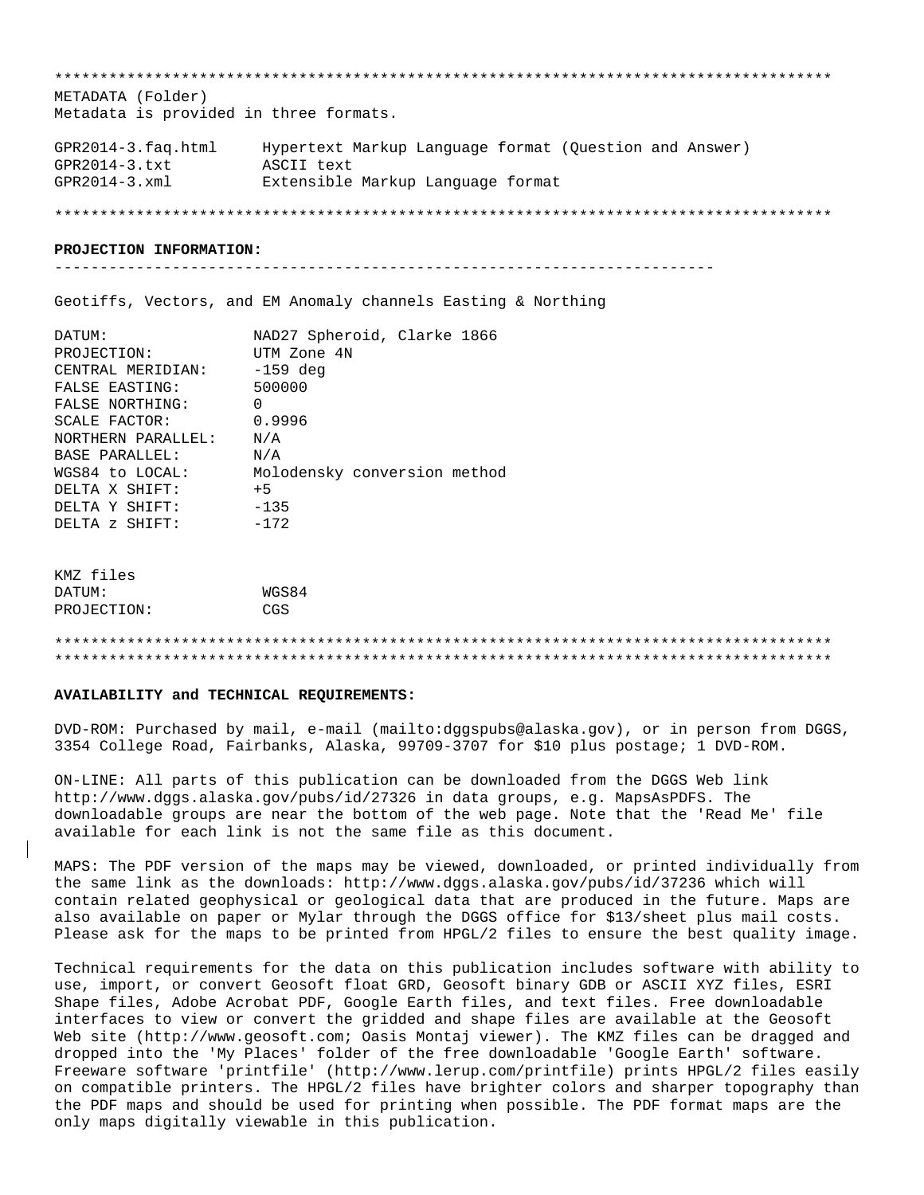************************************************************************************

METADATA (Folder)
Metadata is provided in three formats.

| | |
|---|---|
| GPR2014-3.faq.html | Hypertext Markup Language format (Question and Answer) |
| GPR2014-3.txt | ASCII text |
| GPR2014-3.xml | Extensible Markup Language format |

************************************************************************************

**PROJECTION INFORMATION:**

---------------------------------------------------------------------

Geotiffs, Vectors, and EM Anomaly channels Easting & Northing

| | |
|---|---|
| DATUM: | NAD27 Spheroid, Clarke 1866 |
| PROJECTION: | UTM Zone 4N |
| CENTRAL MERIDIAN: | -159 deg |
| FALSE EASTING: | 500000 |
| FALSE NORTHING: | 0 |
| SCALE FACTOR: | 0.9996 |
| NORTHERN PARALLEL: | N/A |
| BASE PARALLEL: | N/A |
| WGS84 to LOCAL: | Molodensky conversion method |
| DELTA X SHIFT: | +5 |
| DELTA Y SHIFT: | -135 |
| DELTA z SHIFT: | -172 |

KMZ files

| | |
|---|---|
| DATUM: | WGS84 |
| PROJECTION: | CGS |

************************************************************************************
************************************************************************************

**AVAILABILITY and TECHNICAL REQUIREMENTS:**

DVD-ROM: Purchased by mail, e-mail (mailto:dggspubs@alaska.gov), or in person from DGGS, 3354 College Road, Fairbanks, Alaska, 99709-3707 for $10 plus postage; 1 DVD-ROM.

ON-LINE: All parts of this publication can be downloaded from the DGGS Web link http://www.dggs.alaska.gov/pubs/id/27326 in data groups, e.g. MapsAsPDFS. The downloadable groups are near the bottom of the web page. Note that the 'Read Me' file available for each link is not the same file as this document.

MAPS: The PDF version of the maps may be viewed, downloaded, or printed individually from the same link as the downloads: http://www.dggs.alaska.gov/pubs/id/37236 which will contain related geophysical or geological data that are produced in the future. Maps are also available on paper or Mylar through the DGGS office for $13/sheet plus mail costs. Please ask for the maps to be printed from HPGL/2 files to ensure the best quality image.

Technical requirements for the data on this publication includes software with ability to use, import, or convert Geosoft float GRD, Geosoft binary GDB or ASCII XYZ files, ESRI Shape files, Adobe Acrobat PDF, Google Earth files, and text files. Free downloadable interfaces to view or convert the gridded and shape files are available at the Geosoft Web site (http://www.geosoft.com; Oasis Montaj viewer). The KMZ files can be dragged and dropped into the 'My Places' folder of the free downloadable 'Google Earth' software. Freeware software 'printfile' (http://www.lerup.com/printfile) prints HPGL/2 files easily on compatible printers. The HPGL/2 files have brighter colors and sharper topography than the PDF maps and should be used for printing when possible. The PDF format maps are the only maps digitally viewable in this publication.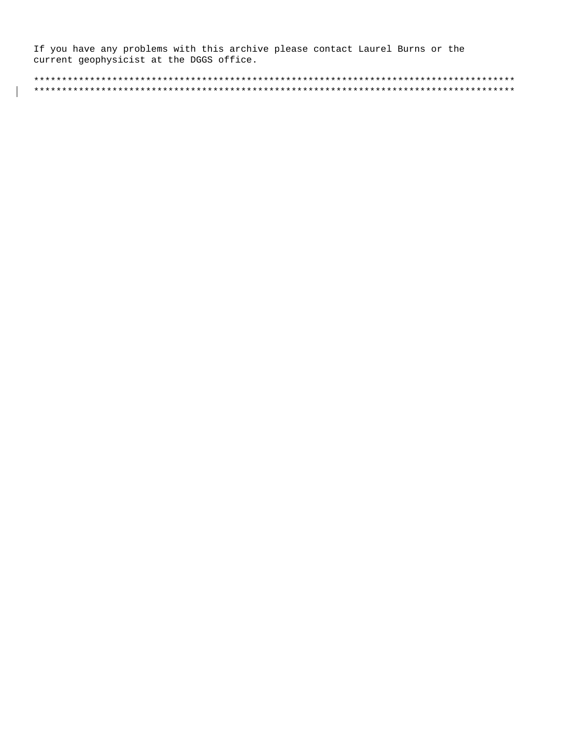If you have any problems with this archive please contact Laurel Burns or the current geophysicist at the DGGS office.

```
*****************************************************************************************
*****************************************************************************************
```